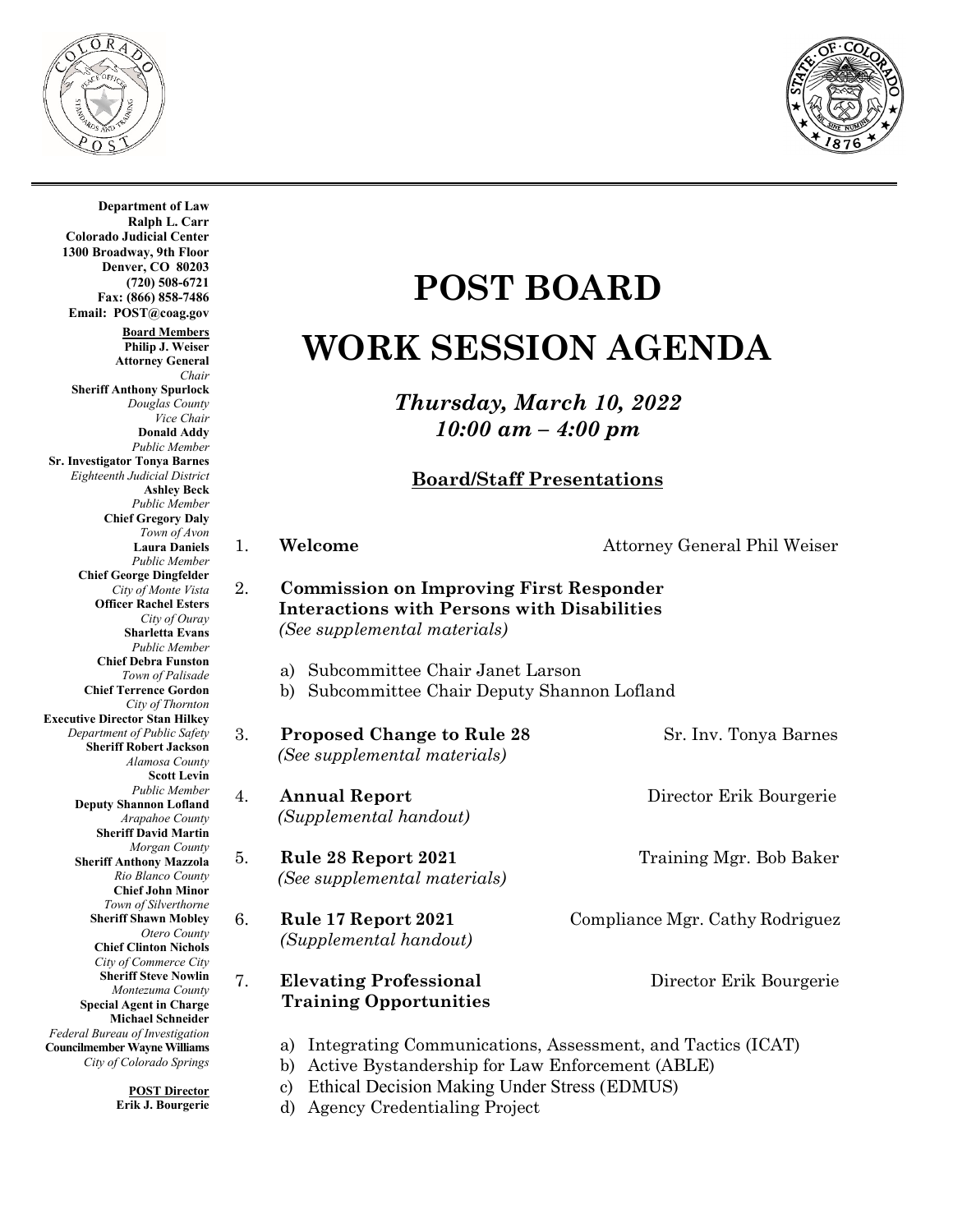**Department of Law**
**Ralph L. Carr**
**Colorado Judicial Center**
**1300 Broadway, 9th Floor**
**Denver, CO 80203**
**(720) 508-6721**
**Fax: (866) 858-7486**
**Email: POST@coag.gov**

**Board Members**

**Philip J. Weiser**
**Attorney General**
*Chair*

**Sheriff Anthony Spurlock**
*Douglas County*
*Vice Chair*

**Donald Addy**
*Public Member*

**Sr. Investigator Tonya Barnes**
*Eighteenth Judicial District*

**Ashley Beck**
*Public Member*

**Chief Gregory Daly**
*Town of Avon*

**Laura Daniels**
*Public Member*

**Chief George Dingfelder**
*City of Monte Vista*

**Officer Rachel Esters**
*City of Ouray*

**Sharletta Evans**
*Public Member*

**Chief Debra Funston**
*Town of Palisade*

**Chief Terrence Gordon**
*City of Thornton*

**Executive Director Stan Hilkey**
*Department of Public Safety*

**Sheriff Robert Jackson**
*Alamosa County*

**Scott Levin**
*Public Member*

**Deputy Shannon Lofland**
*Arapahoe County*

**Sheriff David Martin**
*Morgan County*

**Sheriff Anthony Mazzola**
*Rio Blanco County*

**Chief John Minor**
*Town of Silverthorne*

**Sheriff Shawn Mobley**
*Otero County*

**Chief Clinton Nichols**
*City of Commerce City*

**Sheriff Steve Nowlin**
*Montezuma County*

**Special Agent in Charge**
**Michael Schneider**
*Federal Bureau of Investigation*

**Councilmember Wayne Williams**
*City of Colorado Springs*

**POST Director**
**Erik J. Bourgerie**

# POST BOARD

# WORK SESSION AGENDA

***Thursday, March 10, 2022***
***10:00 am – 4:00 pm***

## Board/Staff Presentations

1. **Welcome** — Attorney General Phil Weiser

2. **Commission on Improving First Responder Interactions with Persons with Disabilities**
   *(See supplemental materials)*

   a) Subcommittee Chair Janet Larson
   b) Subcommittee Chair Deputy Shannon Lofland

3. **Proposed Change to Rule 28** — Sr. Inv. Tonya Barnes
   *(See supplemental materials)*

4. **Annual Report** — Director Erik Bourgerie
   *(Supplemental handout)*

5. **Rule 28 Report 2021** — Training Mgr. Bob Baker
   *(See supplemental materials)*

6. **Rule 17 Report 2021** — Compliance Mgr. Cathy Rodriguez
   *(Supplemental handout)*

7. **Elevating Professional Training Opportunities** — Director Erik Bourgerie

   a) Integrating Communications, Assessment, and Tactics (ICAT)
   b) Active Bystandership for Law Enforcement (ABLE)
   c) Ethical Decision Making Under Stress (EDMUS)
   d) Agency Credentialing Project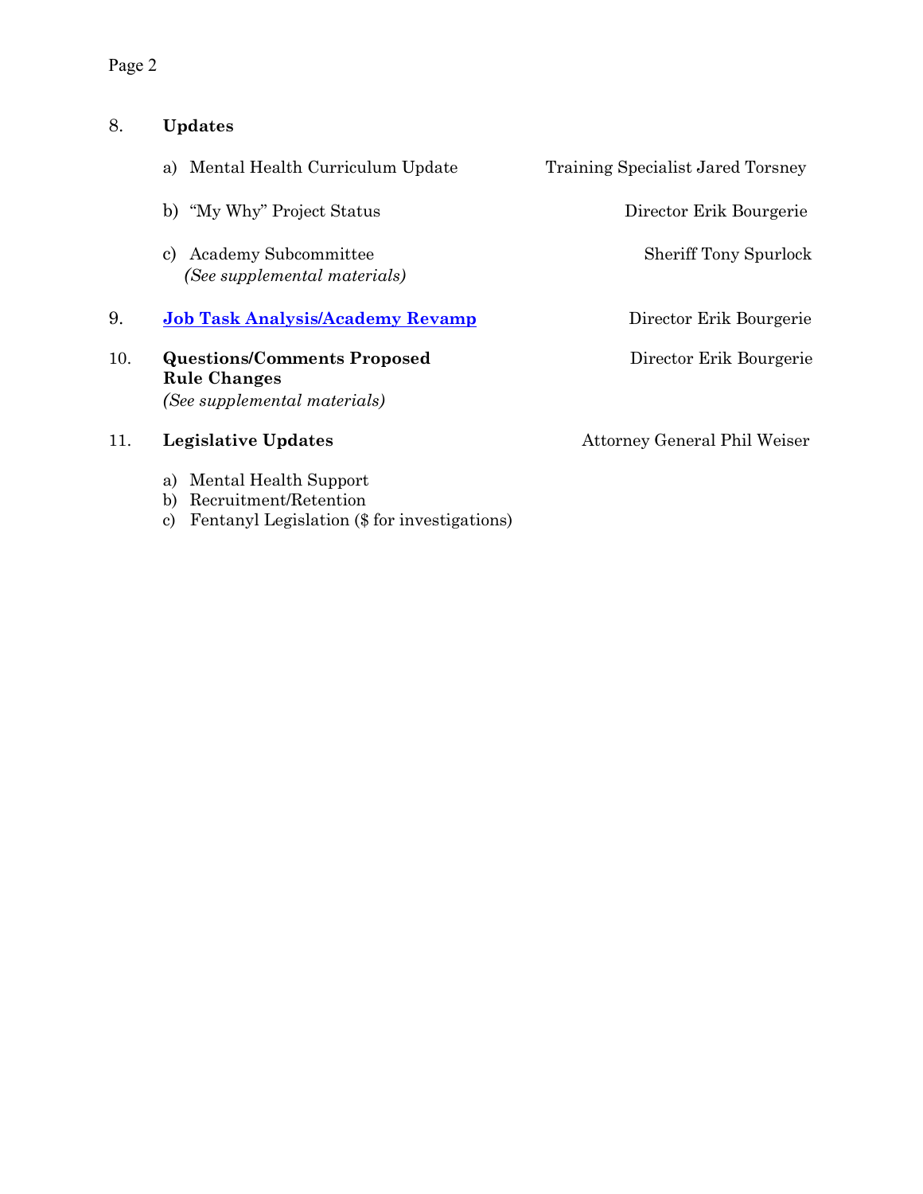8. **Updates**

   a) Mental Health Curriculum Update — Training Specialist Jared Torsney

   b) "My Why" Project Status — Director Erik Bourgerie

   c) Academy Subcommittee — Sheriff Tony Spurlock
      *(See supplemental materials)*

9. **Job Task Analysis/Academy Revamp** — Director Erik Bourgerie

10. **Questions/Comments Proposed Rule Changes** — Director Erik Bourgerie
    *(See supplemental materials)*

11. **Legislative Updates** — Attorney General Phil Weiser

    a) Mental Health Support
    b) Recruitment/Retention
    c) Fentanyl Legislation ($ for investigations)